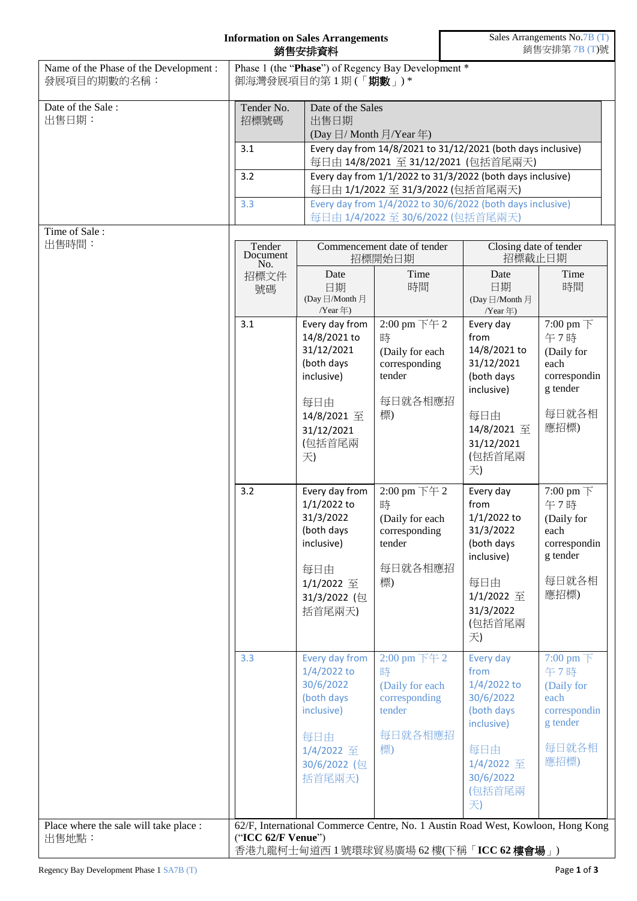**Information on Sales Arrangements**
**銷售安排資料**

Sales Arrangements No.7B (T)
銷售安排第 7B (T)號

| | |
|---|---|
| Name of the Phase of the Development :<br>發展項目的期數的名稱： | Phase 1 (the "**Phase**") of Regency Bay Development *<br>御海灣發展項目的第 1 期 (「**期數**」) * |
| Date of the Sale :<br>出售日期： | (see table below) |
| Time of Sale :<br>出售時間： | (see table below) |
| Place where the sale will take place :<br>出售地點： | 62/F, International Commerce Centre, No. 1 Austin Road West, Kowloon, Hong Kong ("**ICC 62/F Venue**")<br>香港九龍柯士甸道西 1 號環球貿易廣場 62 樓(下稱「**ICC 62 樓會場**」) |

**Date of the Sale / 出售日期：**

| Tender No.<br>招標號碼 | Date of the Sales<br>出售日期<br>(Day 日/ Month 月/Year 年) |
|---|---|
| 3.1 | Every day from 14/8/2021 to 31/12/2021 (both days inclusive)<br>每日由 14/8/2021 至 31/12/2021 (包括首尾兩天) |
| 3.2 | Every day from 1/1/2022 to 31/3/2022 (both days inclusive)<br>每日由 1/1/2022 至 31/3/2022 (包括首尾兩天) |
| 3.3 | Every day from 1/4/2022 to 30/6/2022 (both days inclusive)<br>每日由 1/4/2022 至 30/6/2022 (包括首尾兩天) |

**Time of Sale / 出售時間：**

| Tender Document No.<br>招標文件號碼 | Commencement date of tender<br>招標開始日期 | | Closing date of tender<br>招標截止日期 | |
|---|---|---|---|---|
| | Date<br>日期<br>(Day 日/Month 月/Year 年) | Time<br>時間 | Date<br>日期<br>(Day 日/Month 月/Year 年) | Time<br>時間 |
| 3.1 | Every day from 14/8/2021 to 31/12/2021 (both days inclusive)<br>每日由 14/8/2021 至 31/12/2021 (包括首尾兩天) | 2:00 pm 下午 2 時 (Daily for each corresponding tender<br>每日就各相應招標) | Every day from 14/8/2021 to 31/12/2021 (both days inclusive)<br>每日由 14/8/2021 至 31/12/2021 (包括首尾兩天) | 7:00 pm 下午 7 時 (Daily for each corresponding tender<br>每日就各相應招標) |
| 3.2 | Every day from 1/1/2022 to 31/3/2022 (both days inclusive)<br>每日由 1/1/2022 至 31/3/2022 (包括首尾兩天) | 2:00 pm 下午 2 時 (Daily for each corresponding tender<br>每日就各相應招標) | Every day from 1/1/2022 to 31/3/2022 (both days inclusive)<br>每日由 1/1/2022 至 31/3/2022 (包括首尾兩天) | 7:00 pm 下午 7 時 (Daily for each corresponding tender<br>每日就各相應招標) |
| 3.3 | Every day from 1/4/2022 to 30/6/2022 (both days inclusive)<br>每日由 1/4/2022 至 30/6/2022 (包括首尾兩天) | 2:00 pm 下午 2 時 (Daily for each corresponding tender<br>每日就各相應招標) | Every day from 1/4/2022 to 30/6/2022 (both days inclusive)<br>每日由 1/4/2022 至 30/6/2022 (包括首尾兩天) | 7:00 pm 下午 7 時 (Daily for each corresponding tender<br>每日就各相應招標) |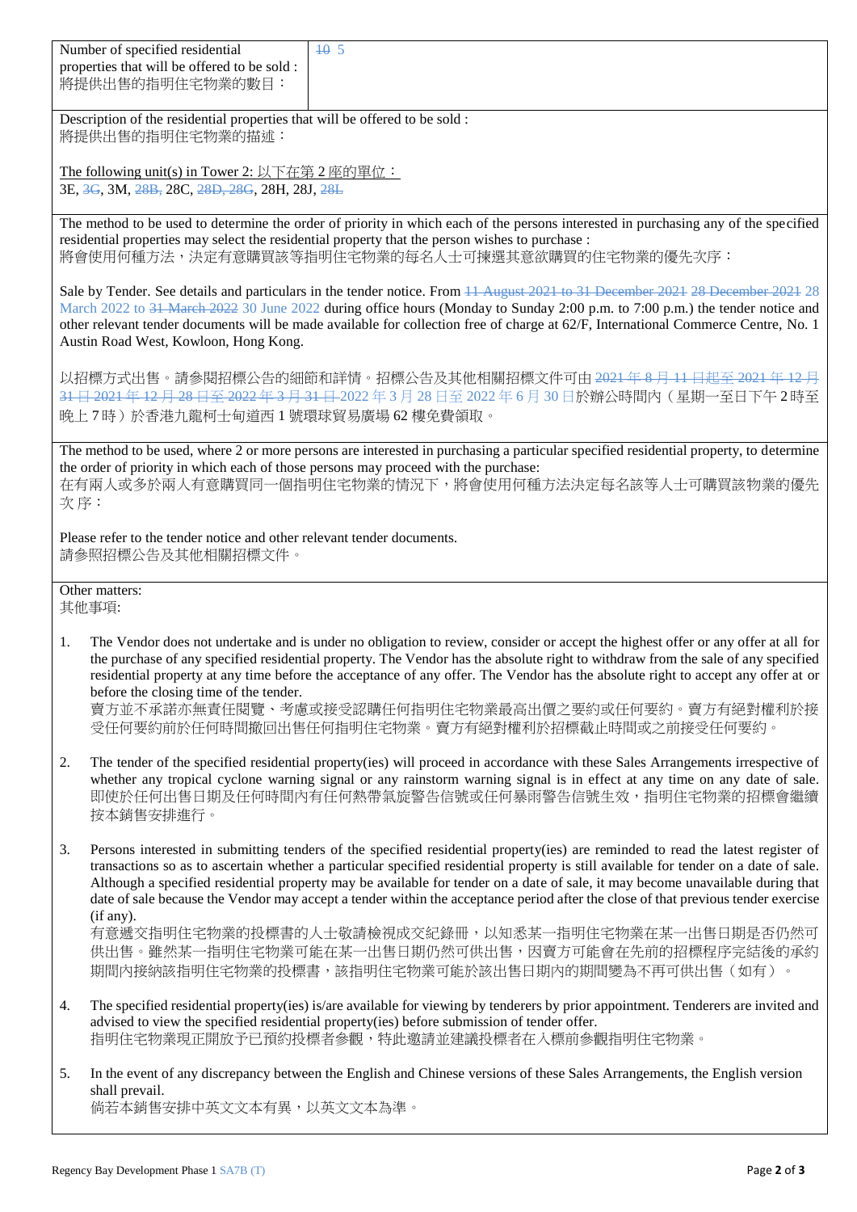| Number of specified residential properties that will be offered to be sold : 將提供出售的指明住宅物業的數目： | ~~10~~ 5 |
|---|---|

Description of the residential properties that will be offered to be sold :
將提供出售的指明住宅物業的描述：

The following unit(s) in Tower 2: 以下在第 2 座的單位：
3E, ~~3G~~, 3M, ~~28B,~~ 28C, ~~28D, 28G~~, 28H, 28J, ~~28L~~

The method to be used to determine the order of priority in which each of the persons interested in purchasing any of the specified residential properties may select the residential property that the person wishes to purchase :
將會使用何種方法，決定有意購買該等指明住宅物業的每名人士可揀選其意欲購買的住宅物業的優先次序：

Sale by Tender. See details and particulars in the tender notice. From ~~11 August 2021 to 31 December 2021~~ ~~28 December 2021~~ 28 March 2022 to ~~31 March 2022~~ 30 June 2022 during office hours (Monday to Sunday 2:00 p.m. to 7:00 p.m.) the tender notice and other relevant tender documents will be made available for collection free of charge at 62/F, International Commerce Centre, No. 1 Austin Road West, Kowloon, Hong Kong.

以招標方式出售。請參閱招標公告的細節和詳情。招標公告及其他相關招標文件可由 ~~2021 年 8 月 11 日起至 2021 年 12 月 31 日~~ ~~2021 年 12 月 28 日至 2022 年 3 月 31 日~~ 2022 年 3 月 28 日至 2022 年 6 月 30 日於辦公時間內（星期一至日下午 2 時至晚上 7 時）於香港九龍柯士甸道西 1 號環球貿易廣場 62 樓免費領取。

The method to be used, where 2 or more persons are interested in purchasing a particular specified residential property, to determine the order of priority in which each of those persons may proceed with the purchase:
在有兩人或多於兩人有意購買同一個指明住宅物業的情況下，將會使用何種方法決定每名該等人士可購買該物業的優先次序：

Please refer to the tender notice and other relevant tender documents.
請參照招標公告及其他相關招標文件。

Other matters:
其他事項:

1. The Vendor does not undertake and is under no obligation to review, consider or accept the highest offer or any offer at all for the purchase of any specified residential property. The Vendor has the absolute right to withdraw from the sale of any specified residential property at any time before the acceptance of any offer. The Vendor has the absolute right to accept any offer at or before the closing time of the tender.
賣方並不承諾亦無責任閱覽、考慮或接受認購任何指明住宅物業最高出價之要約或任何要約。賣方有絕對權利於接受任何要約前於任何時間撤回出售任何指明住宅物業。賣方有絕對權利於招標截止時間或之前接受任何要約。

2. The tender of the specified residential property(ies) will proceed in accordance with these Sales Arrangements irrespective of whether any tropical cyclone warning signal or any rainstorm warning signal is in effect at any time on any date of sale.
即使於任何出售日期及任何時間內有任何熱帶氣旋警告信號或任何暴雨警告信號生效，指明住宅物業的招標會繼續按本銷售安排進行。

3. Persons interested in submitting tenders of the specified residential property(ies) are reminded to read the latest register of transactions so as to ascertain whether a particular specified residential property is still available for tender on a date of sale. Although a specified residential property may be available for tender on a date of sale, it may become unavailable during that date of sale because the Vendor may accept a tender within the acceptance period after the close of that previous tender exercise (if any).
有意遞交指明住宅物業的投標書的人士敬請檢視成交紀錄冊，以知悉某一指明住宅物業在某一出售日期是否仍然可供出售。雖然某一指明住宅物業可能在某一出售日期仍然可供出售，因賣方可能會在先前的招標程序完結後的承約期間內接納該指明住宅物業的投標書，該指明住宅物業可能於該出售日期內的期間變為不再可供出售（如有）。

4. The specified residential property(ies) is/are available for viewing by tenderers by prior appointment. Tenderers are invited and advised to view the specified residential property(ies) before submission of tender offer.
指明住宅物業現正開放予已預約投標者參觀，特此邀請並建議投標者在入標前參觀指明住宅物業。

5. In the event of any discrepancy between the English and Chinese versions of these Sales Arrangements, the English version shall prevail.
倘若本銷售安排中英文文本有異，以英文文本為準。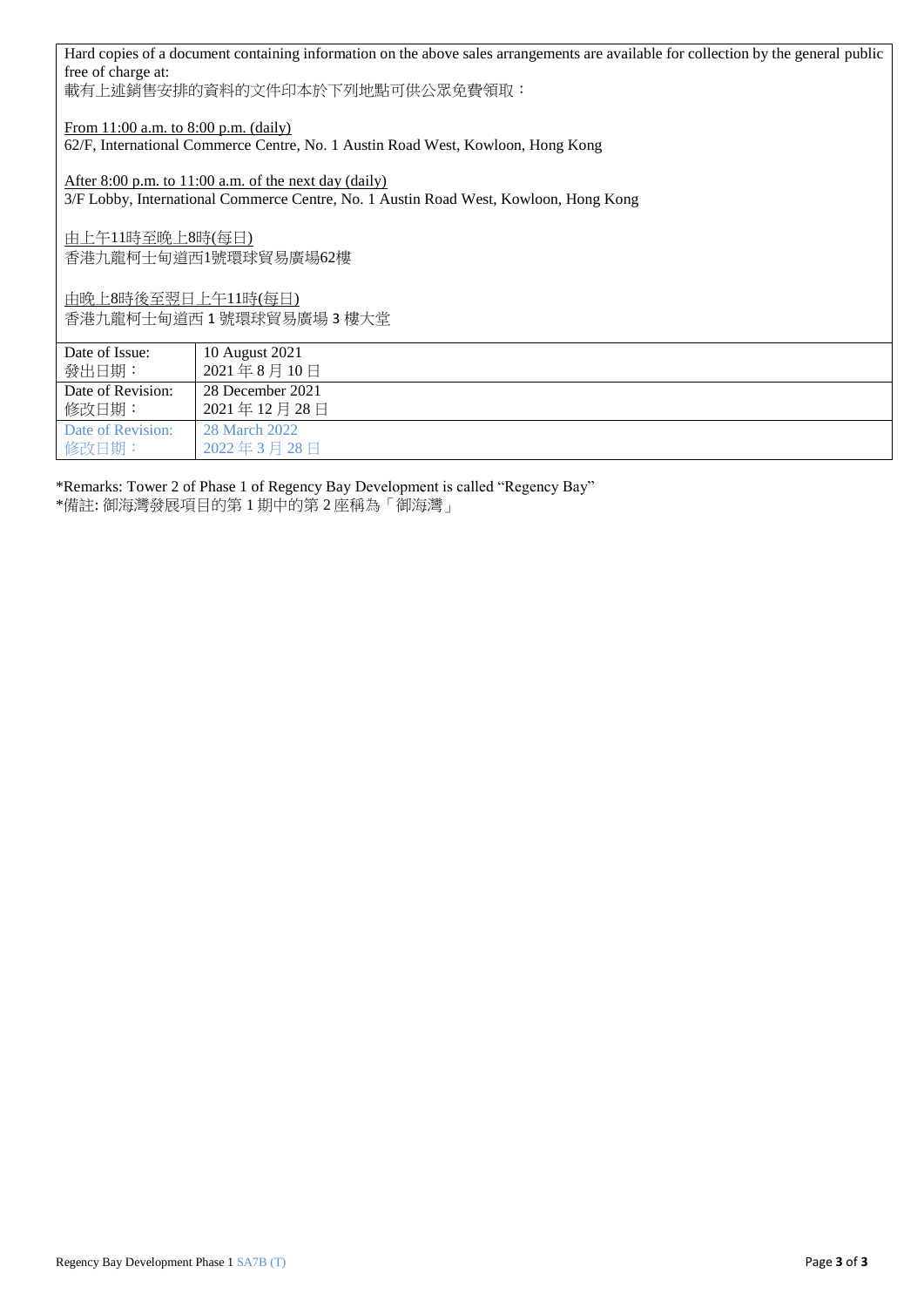Hard copies of a document containing information on the above sales arrangements are available for collection by the general public free of charge at:
載有上述銷售安排的資料的文件印本於下列地點可供公眾免費領取：

From 11:00 a.m. to 8:00 p.m. (daily)
62/F, International Commerce Centre, No. 1 Austin Road West, Kowloon, Hong Kong

After 8:00 p.m. to 11:00 a.m. of the next day (daily)
3/F Lobby, International Commerce Centre, No. 1 Austin Road West, Kowloon, Hong Kong

由上午11時至晚上8時(每日)
香港九龍柯士甸道西1號環球貿易廣場62樓

由晚上8時後至翌日上午11時(每日)
香港九龍柯士甸道西 1 號環球貿易廣場 3 樓大堂

| | |
|---|---|
| Date of Issue:<br>發出日期： | 10 August 2021<br>2021 年 8 月 10 日 |
| Date of Revision:<br>修改日期： | 28 December 2021<br>2021 年 12 月 28 日 |
| Date of Revision:<br>修改日期： | 28 March 2022<br>2022 年 3 月 28 日 |

*Remarks: Tower 2 of Phase 1 of Regency Bay Development is called "Regency Bay"
*備註: 御海灣發展項目的第 1 期中的第 2 座稱為「御海灣」